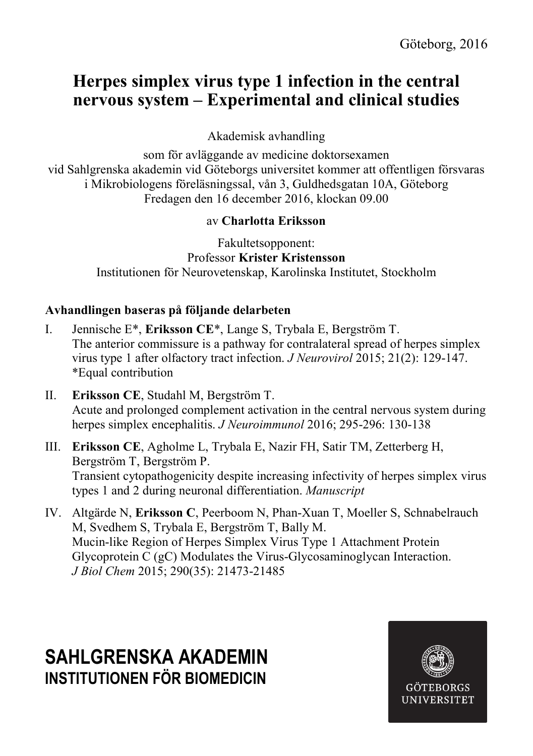Göteborg, 2016

# Herpes simplex virus type 1 infection in the central nervous system – Experimental and clinical studies

Akademisk avhandling

som för avläggande av medicine doktorsexamen
vid Sahlgrenska akademin vid Göteborgs universitet kommer att offentligen försvaras
i Mikrobiologens föreläsningssal, vån 3, Guldhedsgatan 10A, Göteborg
Fredagen den 16 december 2016, klockan 09.00

av **Charlotta Eriksson**

Fakultetsopponent:
Professor **Krister Kristensson**
Institutionen för Neurovetenskap, Karolinska Institutet, Stockholm

**Avhandlingen baseras på följande delarbeten**

I. Jennische E*, **Eriksson CE***, Lange S, Trybala E, Bergström T.
The anterior commissure is a pathway for contralateral spread of herpes simplex virus type 1 after olfactory tract infection. *J Neurovirol* 2015; 21(2): 129-147.
*Equal contribution

II. **Eriksson CE**, Studahl M, Bergström T.
Acute and prolonged complement activation in the central nervous system during herpes simplex encephalitis. *J Neuroimmunol* 2016; 295-296: 130-138

III. **Eriksson CE**, Agholme L, Trybala E, Nazir FH, Satir TM, Zetterberg H, Bergström T, Bergström P.
Transient cytopathogenicity despite increasing infectivity of herpes simplex virus types 1 and 2 during neuronal differentiation. *Manuscript*

IV. Altgärde N, **Eriksson C**, Peerboom N, Phan-Xuan T, Moeller S, Schnabelrauch M, Svedhem S, Trybala E, Bergström T, Bally M.
Mucin-like Region of Herpes Simplex Virus Type 1 Attachment Protein Glycoprotein C (gC) Modulates the Virus-Glycosaminoglycan Interaction. *J Biol Chem* 2015; 290(35): 21473-21485

**SAHLGRENSKA AKADEMIN**
**INSTITUTIONEN FÖR BIOMEDICIN**

GÖTEBORGS UNIVERSITET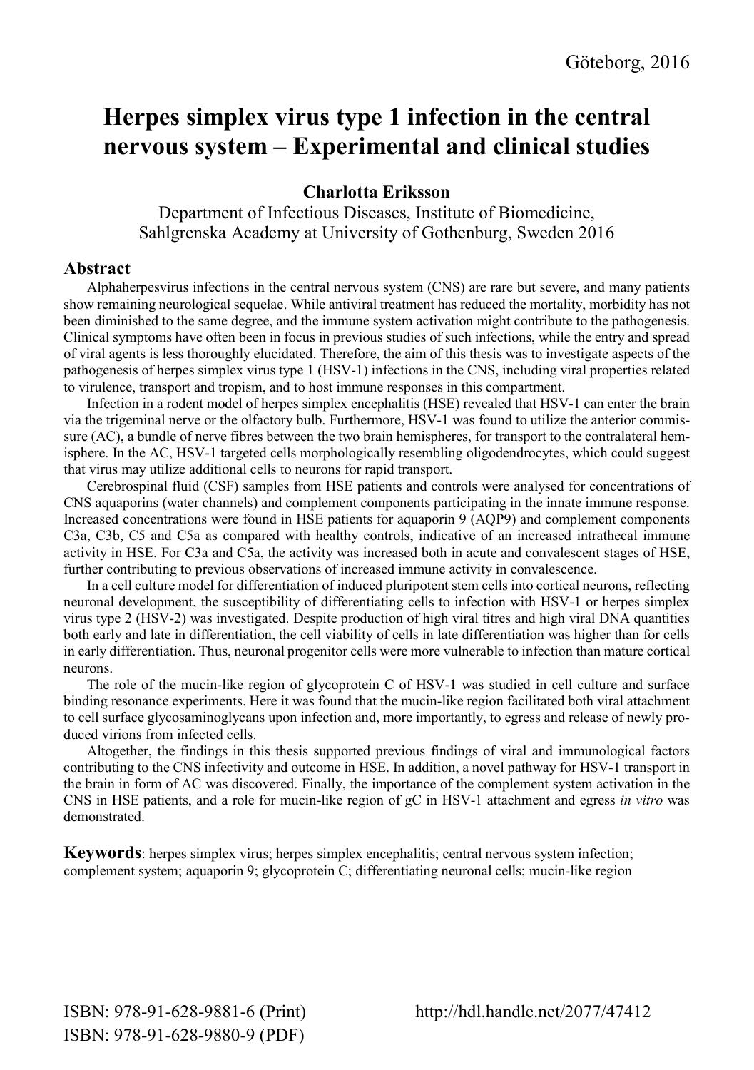Göteborg, 2016

# Herpes simplex virus type 1 infection in the central nervous system – Experimental and clinical studies

**Charlotta Eriksson**

Department of Infectious Diseases, Institute of Biomedicine, Sahlgrenska Academy at University of Gothenburg, Sweden 2016

## Abstract

Alphaherpesvirus infections in the central nervous system (CNS) are rare but severe, and many patients show remaining neurological sequelae. While antiviral treatment has reduced the mortality, morbidity has not been diminished to the same degree, and the immune system activation might contribute to the pathogenesis. Clinical symptoms have often been in focus in previous studies of such infections, while the entry and spread of viral agents is less thoroughly elucidated. Therefore, the aim of this thesis was to investigate aspects of the pathogenesis of herpes simplex virus type 1 (HSV-1) infections in the CNS, including viral properties related to virulence, transport and tropism, and to host immune responses in this compartment.

Infection in a rodent model of herpes simplex encephalitis (HSE) revealed that HSV-1 can enter the brain via the trigeminal nerve or the olfactory bulb. Furthermore, HSV-1 was found to utilize the anterior commissure (AC), a bundle of nerve fibres between the two brain hemispheres, for transport to the contralateral hemisphere. In the AC, HSV-1 targeted cells morphologically resembling oligodendrocytes, which could suggest that virus may utilize additional cells to neurons for rapid transport.

Cerebrospinal fluid (CSF) samples from HSE patients and controls were analysed for concentrations of CNS aquaporins (water channels) and complement components participating in the innate immune response. Increased concentrations were found in HSE patients for aquaporin 9 (AQP9) and complement components C3a, C3b, C5 and C5a as compared with healthy controls, indicative of an increased intrathecal immune activity in HSE. For C3a and C5a, the activity was increased both in acute and convalescent stages of HSE, further contributing to previous observations of increased immune activity in convalescence.

In a cell culture model for differentiation of induced pluripotent stem cells into cortical neurons, reflecting neuronal development, the susceptibility of differentiating cells to infection with HSV-1 or herpes simplex virus type 2 (HSV-2) was investigated. Despite production of high viral titres and high viral DNA quantities both early and late in differentiation, the cell viability of cells in late differentiation was higher than for cells in early differentiation. Thus, neuronal progenitor cells were more vulnerable to infection than mature cortical neurons.

The role of the mucin-like region of glycoprotein C of HSV-1 was studied in cell culture and surface binding resonance experiments. Here it was found that the mucin-like region facilitated both viral attachment to cell surface glycosaminoglycans upon infection and, more importantly, to egress and release of newly produced virions from infected cells.

Altogether, the findings in this thesis supported previous findings of viral and immunological factors contributing to the CNS infectivity and outcome in HSE. In addition, a novel pathway for HSV-1 transport in the brain in form of AC was discovered. Finally, the importance of the complement system activation in the CNS in HSE patients, and a role for mucin-like region of gC in HSV-1 attachment and egress *in vitro* was demonstrated.

**Keywords**: herpes simplex virus; herpes simplex encephalitis; central nervous system infection; complement system; aquaporin 9; glycoprotein C; differentiating neuronal cells; mucin-like region

ISBN: 978-91-628-9881-6 (Print)
ISBN: 978-91-628-9880-9 (PDF)

http://hdl.handle.net/2077/47412